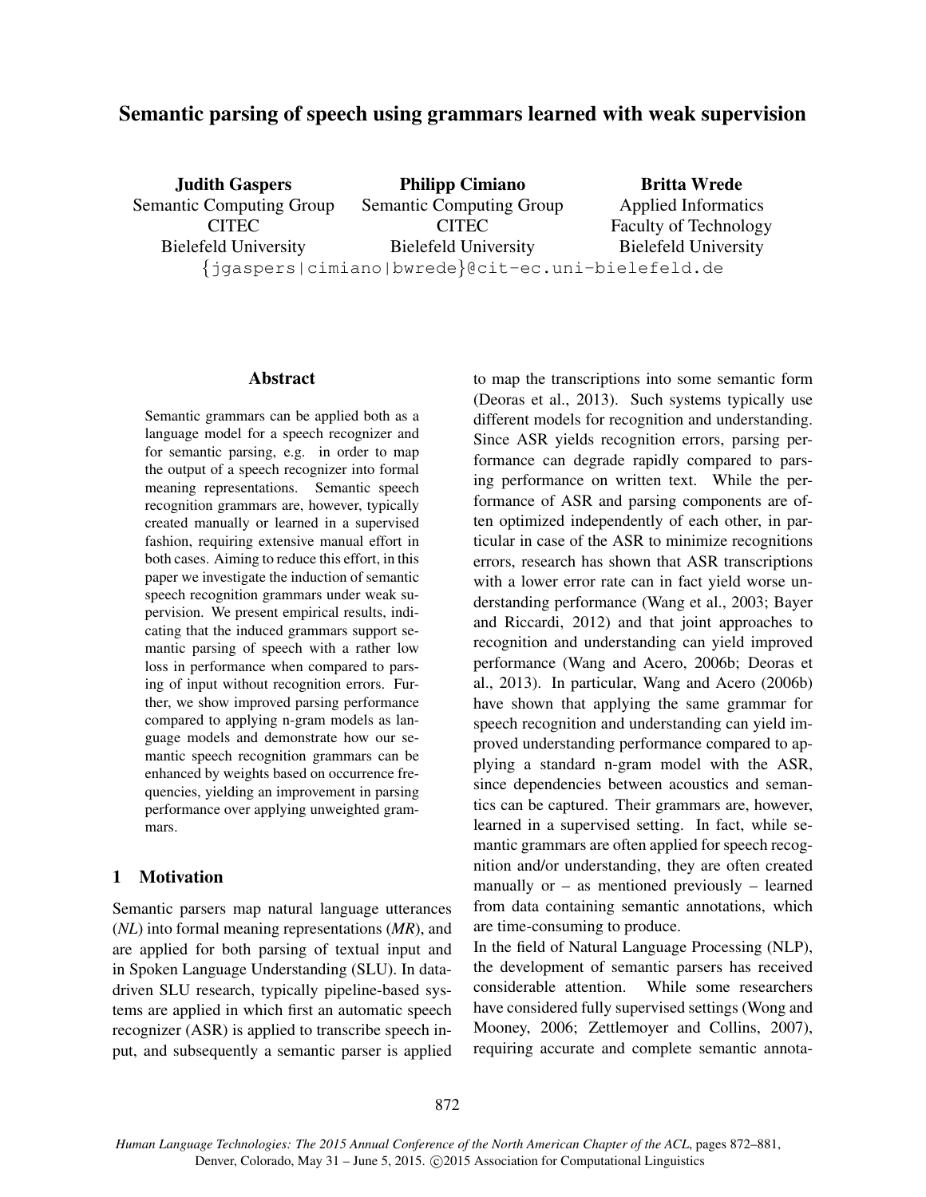# Semantic parsing of speech using grammars learned with weak supervision

**Judith Gaspers**
Semantic Computing Group
CITEC
Bielefeld University

**Philipp Cimiano**
Semantic Computing Group
CITEC
Bielefeld University

**Britta Wrede**
Applied Informatics
Faculty of Technology
Bielefeld University

{jgaspers|cimiano|bwrede}@cit-ec.uni-bielefeld.de

## Abstract

Semantic grammars can be applied both as a language model for a speech recognizer and for semantic parsing, e.g. in order to map the output of a speech recognizer into formal meaning representations. Semantic speech recognition grammars are, however, typically created manually or learned in a supervised fashion, requiring extensive manual effort in both cases. Aiming to reduce this effort, in this paper we investigate the induction of semantic speech recognition grammars under weak supervision. We present empirical results, indicating that the induced grammars support semantic parsing of speech with a rather low loss in performance when compared to parsing of input without recognition errors. Further, we show improved parsing performance compared to applying n-gram models as language models and demonstrate how our semantic speech recognition grammars can be enhanced by weights based on occurrence frequencies, yielding an improvement in parsing performance over applying unweighted grammars.

## 1 Motivation

Semantic parsers map natural language utterances (*NL*) into formal meaning representations (*MR*), and are applied for both parsing of textual input and in Spoken Language Understanding (SLU). In data-driven SLU research, typically pipeline-based systems are applied in which first an automatic speech recognizer (ASR) is applied to transcribe speech input, and subsequently a semantic parser is applied to map the transcriptions into some semantic form (Deoras et al., 2013). Such systems typically use different models for recognition and understanding. Since ASR yields recognition errors, parsing performance can degrade rapidly compared to parsing performance on written text. While the performance of ASR and parsing components are often optimized independently of each other, in particular in case of the ASR to minimize recognitions errors, research has shown that ASR transcriptions with a lower error rate can in fact yield worse understanding performance (Wang et al., 2003; Bayer and Riccardi, 2012) and that joint approaches to recognition and understanding can yield improved performance (Wang and Acero, 2006b; Deoras et al., 2013). In particular, Wang and Acero (2006b) have shown that applying the same grammar for speech recognition and understanding can yield improved understanding performance compared to applying a standard n-gram model with the ASR, since dependencies between acoustics and semantics can be captured. Their grammars are, however, learned in a supervised setting. In fact, while semantic grammars are often applied for speech recognition and/or understanding, they are often created manually or – as mentioned previously – learned from data containing semantic annotations, which are time-consuming to produce.

In the field of Natural Language Processing (NLP), the development of semantic parsers has received considerable attention. While some researchers have considered fully supervised settings (Wong and Mooney, 2006; Zettlemoyer and Collins, 2007), requiring accurate and complete semantic annota-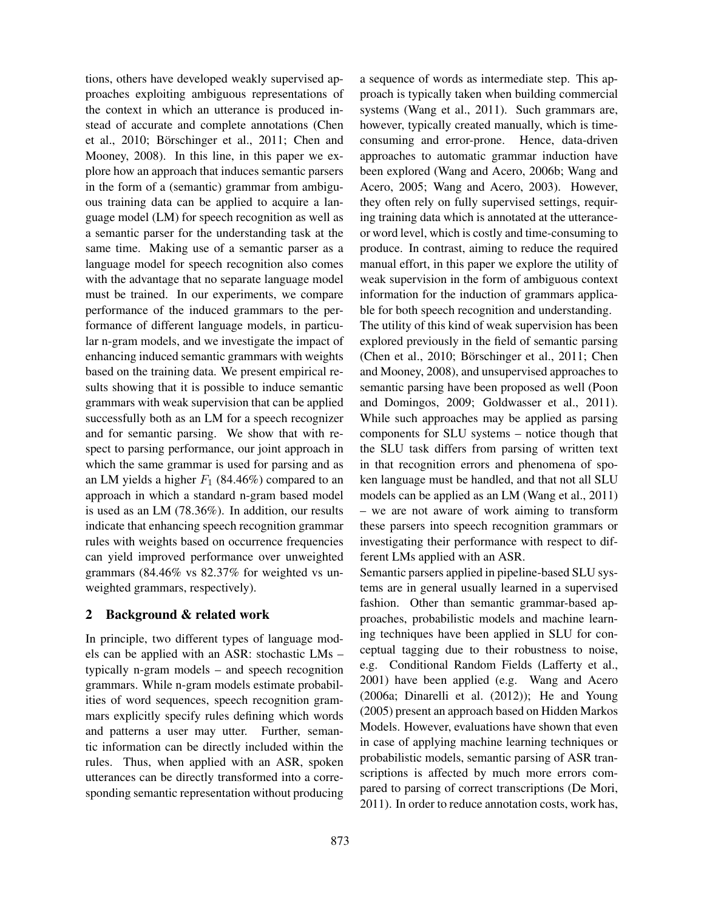tions, others have developed weakly supervised approaches exploiting ambiguous representations of the context in which an utterance is produced instead of accurate and complete annotations (Chen et al., 2010; Börschinger et al., 2011; Chen and Mooney, 2008). In this line, in this paper we explore how an approach that induces semantic parsers in the form of a (semantic) grammar from ambiguous training data can be applied to acquire a language model (LM) for speech recognition as well as a semantic parser for the understanding task at the same time. Making use of a semantic parser as a language model for speech recognition also comes with the advantage that no separate language model must be trained. In our experiments, we compare performance of the induced grammars to the performance of different language models, in particular n-gram models, and we investigate the impact of enhancing induced semantic grammars with weights based on the training data. We present empirical results showing that it is possible to induce semantic grammars with weak supervision that can be applied successfully both as an LM for a speech recognizer and for semantic parsing. We show that with respect to parsing performance, our joint approach in which the same grammar is used for parsing and as an LM yields a higher $F_1$ (84.46%) compared to an approach in which a standard n-gram based model is used as an LM (78.36%). In addition, our results indicate that enhancing speech recognition grammar rules with weights based on occurrence frequencies can yield improved performance over unweighted grammars (84.46% vs 82.37% for weighted vs unweighted grammars, respectively).

## 2 Background & related work

In principle, two different types of language models can be applied with an ASR: stochastic LMs – typically n-gram models – and speech recognition grammars. While n-gram models estimate probabilities of word sequences, speech recognition grammars explicitly specify rules defining which words and patterns a user may utter. Further, semantic information can be directly included within the rules. Thus, when applied with an ASR, spoken utterances can be directly transformed into a corresponding semantic representation without producing a sequence of words as intermediate step. This approach is typically taken when building commercial systems (Wang et al., 2011). Such grammars are, however, typically created manually, which is time-consuming and error-prone. Hence, data-driven approaches to automatic grammar induction have been explored (Wang and Acero, 2006b; Wang and Acero, 2005; Wang and Acero, 2003). However, they often rely on fully supervised settings, requiring training data which is annotated at the utterance- or word level, which is costly and time-consuming to produce. In contrast, aiming to reduce the required manual effort, in this paper we explore the utility of weak supervision in the form of ambiguous context information for the induction of grammars applicable for both speech recognition and understanding.

The utility of this kind of weak supervision has been explored previously in the field of semantic parsing (Chen et al., 2010; Börschinger et al., 2011; Chen and Mooney, 2008), and unsupervised approaches to semantic parsing have been proposed as well (Poon and Domingos, 2009; Goldwasser et al., 2011). While such approaches may be applied as parsing components for SLU systems – notice though that the SLU task differs from parsing of written text in that recognition errors and phenomena of spoken language must be handled, and that not all SLU models can be applied as an LM (Wang et al., 2011) – we are not aware of work aiming to transform these parsers into speech recognition grammars or investigating their performance with respect to different LMs applied with an ASR.

Semantic parsers applied in pipeline-based SLU systems are in general usually learned in a supervised fashion. Other than semantic grammar-based approaches, probabilistic models and machine learning techniques have been applied in SLU for conceptual tagging due to their robustness to noise, e.g. Conditional Random Fields (Lafferty et al., 2001) have been applied (e.g. Wang and Acero (2006a; Dinarelli et al. (2012)); He and Young (2005) present an approach based on Hidden Markos Models. However, evaluations have shown that even in case of applying machine learning techniques or probabilistic models, semantic parsing of ASR transcriptions is affected by much more errors compared to parsing of correct transcriptions (De Mori, 2011). In order to reduce annotation costs, work has,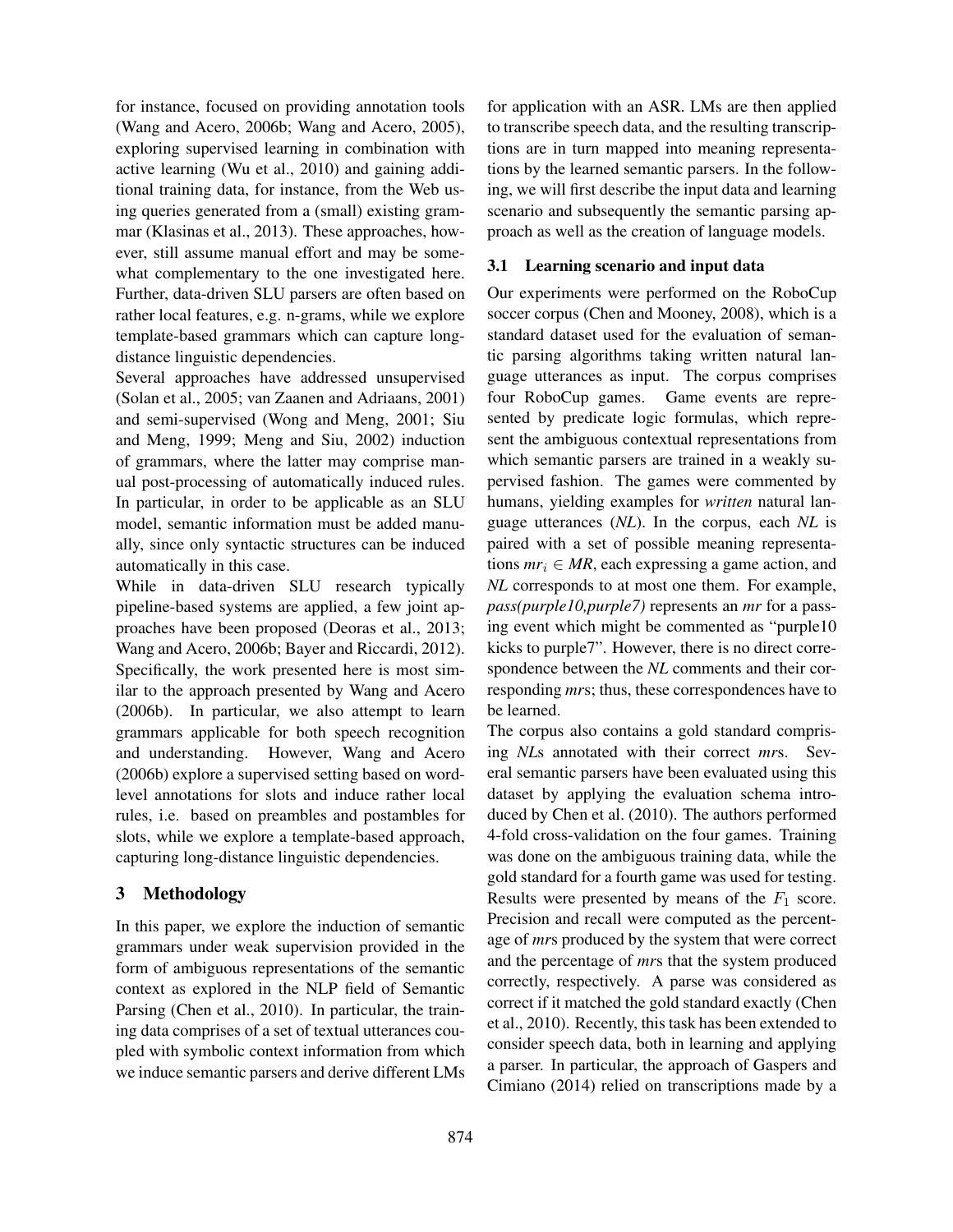for instance, focused on providing annotation tools (Wang and Acero, 2006b; Wang and Acero, 2005), exploring supervised learning in combination with active learning (Wu et al., 2010) and gaining additional training data, for instance, from the Web using queries generated from a (small) existing grammar (Klasinas et al., 2013). These approaches, however, still assume manual effort and may be somewhat complementary to the one investigated here. Further, data-driven SLU parsers are often based on rather local features, e.g. n-grams, while we explore template-based grammars which can capture long-distance linguistic dependencies.

Several approaches have addressed unsupervised (Solan et al., 2005; van Zaanen and Adriaans, 2001) and semi-supervised (Wong and Meng, 2001; Siu and Meng, 1999; Meng and Siu, 2002) induction of grammars, where the latter may comprise manual post-processing of automatically induced rules. In particular, in order to be applicable as an SLU model, semantic information must be added manually, since only syntactic structures can be induced automatically in this case.

While in data-driven SLU research typically pipeline-based systems are applied, a few joint approaches have been proposed (Deoras et al., 2013; Wang and Acero, 2006b; Bayer and Riccardi, 2012). Specifically, the work presented here is most similar to the approach presented by Wang and Acero (2006b). In particular, we also attempt to learn grammars applicable for both speech recognition and understanding. However, Wang and Acero (2006b) explore a supervised setting based on word-level annotations for slots and induce rather local rules, i.e. based on preambles and postambles for slots, while we explore a template-based approach, capturing long-distance linguistic dependencies.

## 3 Methodology

In this paper, we explore the induction of semantic grammars under weak supervision provided in the form of ambiguous representations of the semantic context as explored in the NLP field of Semantic Parsing (Chen et al., 2010). In particular, the training data comprises of a set of textual utterances coupled with symbolic context information from which we induce semantic parsers and derive different LMs for application with an ASR. LMs are then applied to transcribe speech data, and the resulting transcriptions are in turn mapped into meaning representations by the learned semantic parsers. In the following, we will first describe the input data and learning scenario and subsequently the semantic parsing approach as well as the creation of language models.

### 3.1 Learning scenario and input data

Our experiments were performed on the RoboCup soccer corpus (Chen and Mooney, 2008), which is a standard dataset used for the evaluation of semantic parsing algorithms taking written natural language utterances as input. The corpus comprises four RoboCup games. Game events are represented by predicate logic formulas, which represent the ambiguous contextual representations from which semantic parsers are trained in a weakly supervised fashion. The games were commented by humans, yielding examples for *written* natural language utterances (*NL*). In the corpus, each *NL* is paired with a set of possible meaning representations $mr_i \in MR$, each expressing a game action, and *NL* corresponds to at most one them. For example, *pass(purple10,purple7)* represents an *mr* for a passing event which might be commented as "purple10 kicks to purple7". However, there is no direct correspondence between the *NL* comments and their corresponding *mr*s; thus, these correspondences have to be learned.

The corpus also contains a gold standard comprising *NL*s annotated with their correct *mr*s. Several semantic parsers have been evaluated using this dataset by applying the evaluation schema introduced by Chen et al. (2010). The authors performed 4-fold cross-validation on the four games. Training was done on the ambiguous training data, while the gold standard for a fourth game was used for testing. Results were presented by means of the $F_1$ score. Precision and recall were computed as the percentage of *mr*s produced by the system that were correct and the percentage of *mr*s that the system produced correctly, respectively. A parse was considered as correct if it matched the gold standard exactly (Chen et al., 2010). Recently, this task has been extended to consider speech data, both in learning and applying a parser. In particular, the approach of Gaspers and Cimiano (2014) relied on transcriptions made by a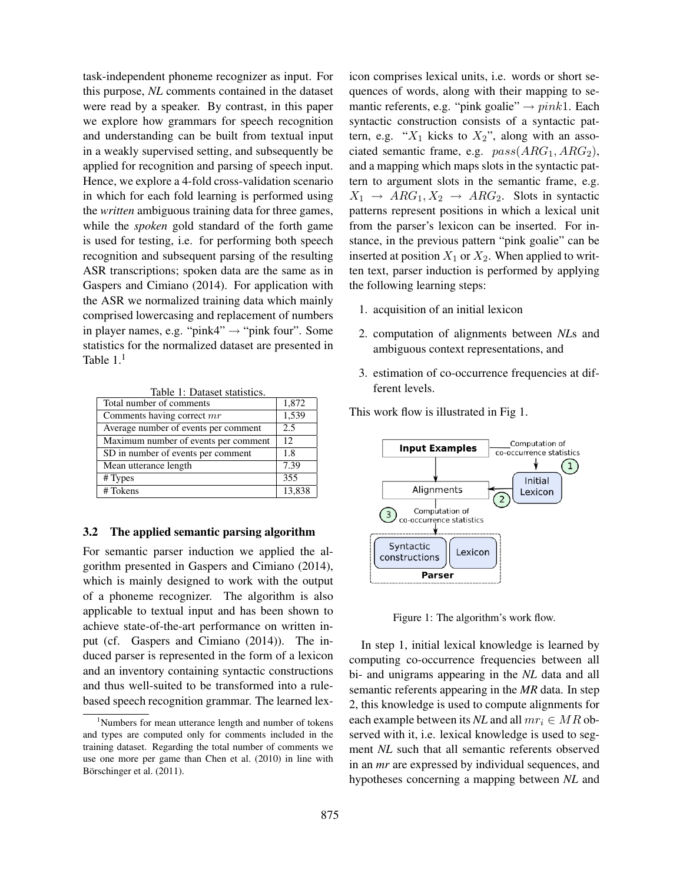task-independent phoneme recognizer as input. For this purpose, *NL* comments contained in the dataset were read by a speaker. By contrast, in this paper we explore how grammars for speech recognition and understanding can be built from textual input in a weakly supervised setting, and subsequently be applied for recognition and parsing of speech input. Hence, we explore a 4-fold cross-validation scenario in which for each fold learning is performed using the *written* ambiguous training data for three games, while the *spoken* gold standard of the forth game is used for testing, i.e. for performing both speech recognition and subsequent parsing of the resulting ASR transcriptions; spoken data are the same as in Gaspers and Cimiano (2014). For application with the ASR we normalized training data which mainly comprised lowercasing and replacement of numbers in player names, e.g. "pink4" → "pink four". Some statistics for the normalized dataset are presented in Table 1.[1]

Table 1: Dataset statistics.

| | |
|---|---|
| Total number of comments | 1,872 |
| Comments having correct $mr$ | 1,539 |
| Average number of events per comment | 2.5 |
| Maximum number of events per comment | 12 |
| SD in number of events per comment | 1.8 |
| Mean utterance length | 7.39 |
| # Types | 355 |
| # Tokens | 13,838 |

### 3.2 The applied semantic parsing algorithm

For semantic parser induction we applied the algorithm presented in Gaspers and Cimiano (2014), which is mainly designed to work with the output of a phoneme recognizer. The algorithm is also applicable to textual input and has been shown to achieve state-of-the-art performance on written input (cf. Gaspers and Cimiano (2014)). The induced parser is represented in the form of a lexicon and an inventory containing syntactic constructions and thus well-suited to be transformed into a rule-based speech recognition grammar. The learned lexicon comprises lexical units, i.e. words or short sequences of words, along with their mapping to semantic referents, e.g. "pink goalie" → $pink1$. Each syntactic construction consists of a syntactic pattern, e.g. "$X_1$ kicks to $X_2$", along with an associated semantic frame, e.g. $pass(ARG_1, ARG_2)$, and a mapping which maps slots in the syntactic pattern to argument slots in the semantic frame, e.g. $X_1 \rightarrow ARG_1, X_2 \rightarrow ARG_2$. Slots in syntactic patterns represent positions in which a lexical unit from the parser's lexicon can be inserted. For instance, in the previous pattern "pink goalie" can be inserted at position $X_1$ or $X_2$. When applied to written text, parser induction is performed by applying the following learning steps:

1. acquisition of an initial lexicon
2. computation of alignments between *NL*s and ambiguous context representations, and
3. estimation of co-occurrence frequencies at different levels.

This work flow is illustrated in Fig 1.

Figure 1: The algorithm's work flow.

In step 1, initial lexical knowledge is learned by computing co-occurrence frequencies between all bi- and unigrams appearing in the *NL* data and all semantic referents appearing in the *MR* data. In step 2, this knowledge is used to compute alignments for each example between its *NL* and all $mr_i \in MR$ observed with it, i.e. lexical knowledge is used to segment *NL* such that all semantic referents observed in an *mr* are expressed by individual sequences, and hypotheses concerning a mapping between *NL* and

[1] Numbers for mean utterance length and number of tokens and types are computed only for comments included in the training dataset. Regarding the total number of comments we use one more per game than Chen et al. (2010) in line with Börschinger et al. (2011).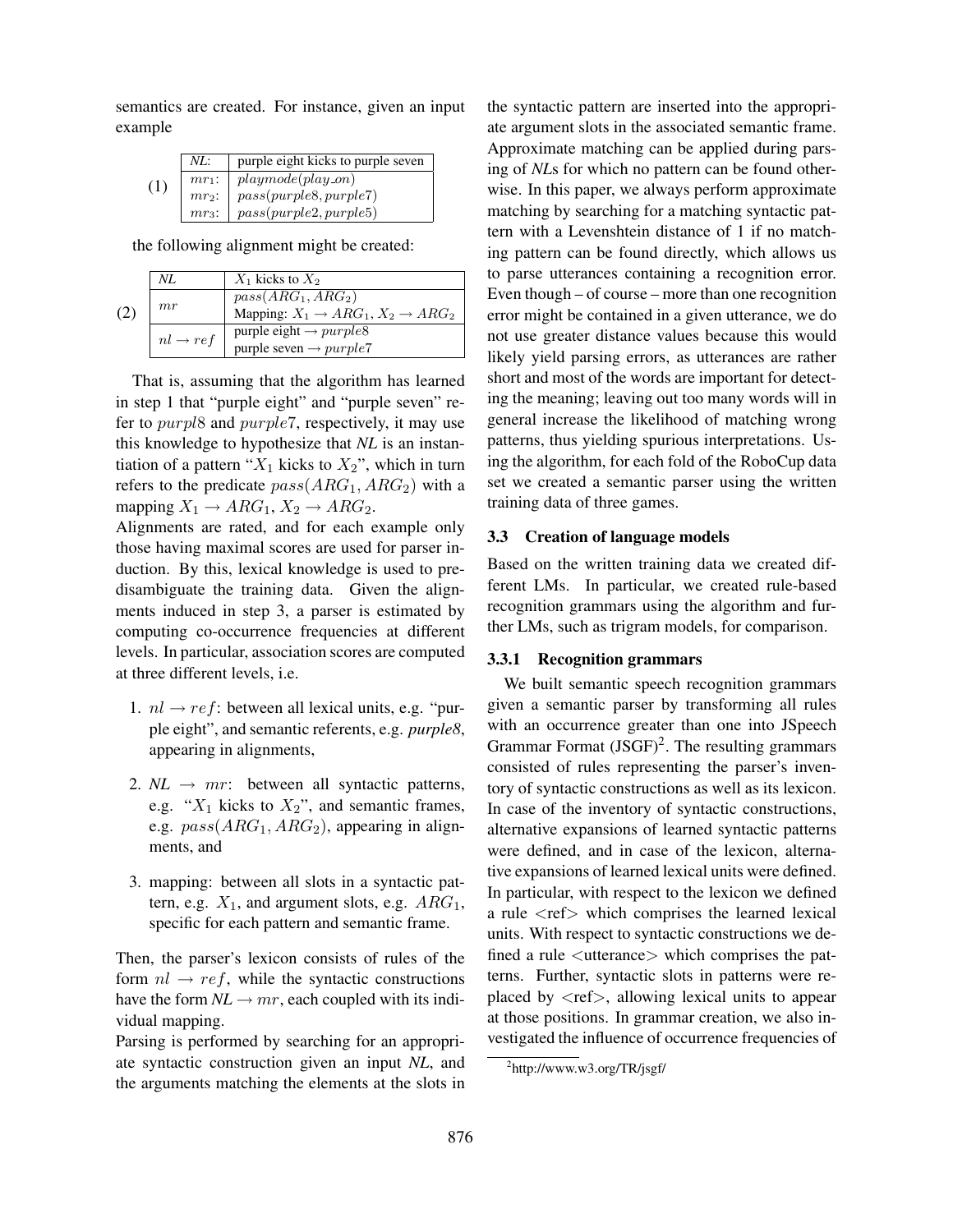semantics are created. For instance, given an input example

(1)

| *NL*: | purple eight kicks to purple seven |
|---|---|
| $mr_1$: | $playmode(play\_on)$ |
| $mr_2$: | $pass(purple8, purple7)$ |
| $mr_3$: | $pass(purple2, purple5)$ |

the following alignment might be created:

(2)

| *NL* | $X_1$ kicks to $X_2$ |
|---|---|
| $mr$ | $pass(ARG_1, ARG_2)$<br>Mapping: $X_1 \rightarrow ARG_1, X_2 \rightarrow ARG_2$ |
| $nl \rightarrow ref$ | purple eight $\rightarrow purple8$<br>purple seven $\rightarrow purple7$ |

That is, assuming that the algorithm has learned in step 1 that "purple eight" and "purple seven" refer to $purpl8$ and $purple7$, respectively, it may use this knowledge to hypothesize that *NL* is an instantiation of a pattern "$X_1$ kicks to $X_2$", which in turn refers to the predicate $pass(ARG_1, ARG_2)$ with a mapping $X_1 \rightarrow ARG_1, X_2 \rightarrow ARG_2$.
Alignments are rated, and for each example only those having maximal scores are used for parser induction. By this, lexical knowledge is used to predisambiguate the training data. Given the alignments induced in step 3, a parser is estimated by computing co-occurrence frequencies at different levels. In particular, association scores are computed at three different levels, i.e.

1. $nl \rightarrow ref$: between all lexical units, e.g. "purple eight", and semantic referents, e.g. *purple8*, appearing in alignments,

2. *NL* $\rightarrow$ $mr$: between all syntactic patterns, e.g. "$X_1$ kicks to $X_2$", and semantic frames, e.g. $pass(ARG_1, ARG_2)$, appearing in alignments, and

3. mapping: between all slots in a syntactic pattern, e.g. $X_1$, and argument slots, e.g. $ARG_1$, specific for each pattern and semantic frame.

Then, the parser's lexicon consists of rules of the form $nl \rightarrow ref$, while the syntactic constructions have the form *NL* $\rightarrow mr$, each coupled with its individual mapping.
Parsing is performed by searching for an appropriate syntactic construction given an input *NL*, and the arguments matching the elements at the slots in the syntactic pattern are inserted into the appropriate argument slots in the associated semantic frame. Approximate matching can be applied during parsing of *NL*s for which no pattern can be found otherwise. In this paper, we always perform approximate matching by searching for a matching syntactic pattern with a Levenshtein distance of 1 if no matching pattern can be found directly, which allows us to parse utterances containing a recognition error. Even though – of course – more than one recognition error might be contained in a given utterance, we do not use greater distance values because this would likely yield parsing errors, as utterances are rather short and most of the words are important for detecting the meaning; leaving out too many words will in general increase the likelihood of matching wrong patterns, thus yielding spurious interpretations. Using the algorithm, for each fold of the RoboCup data set we created a semantic parser using the written training data of three games.

### 3.3 Creation of language models

Based on the written training data we created different LMs. In particular, we created rule-based recognition grammars using the algorithm and further LMs, such as trigram models, for comparison.

#### 3.3.1 Recognition grammars

We built semantic speech recognition grammars given a semantic parser by transforming all rules with an occurrence greater than one into JSpeech Grammar Format (JSGF)[2]. The resulting grammars consisted of rules representing the parser's inventory of syntactic constructions as well as its lexicon. In case of the inventory of syntactic constructions, alternative expansions of learned syntactic patterns were defined, and in case of the lexicon, alternative expansions of learned lexical units were defined. In particular, with respect to the lexicon we defined a rule <ref> which comprises the learned lexical units. With respect to syntactic constructions we defined a rule <utterance> which comprises the patterns. Further, syntactic slots in patterns were replaced by <ref>, allowing lexical units to appear at those positions. In grammar creation, we also investigated the influence of occurrence frequencies of

[2]http://www.w3.org/TR/jsgf/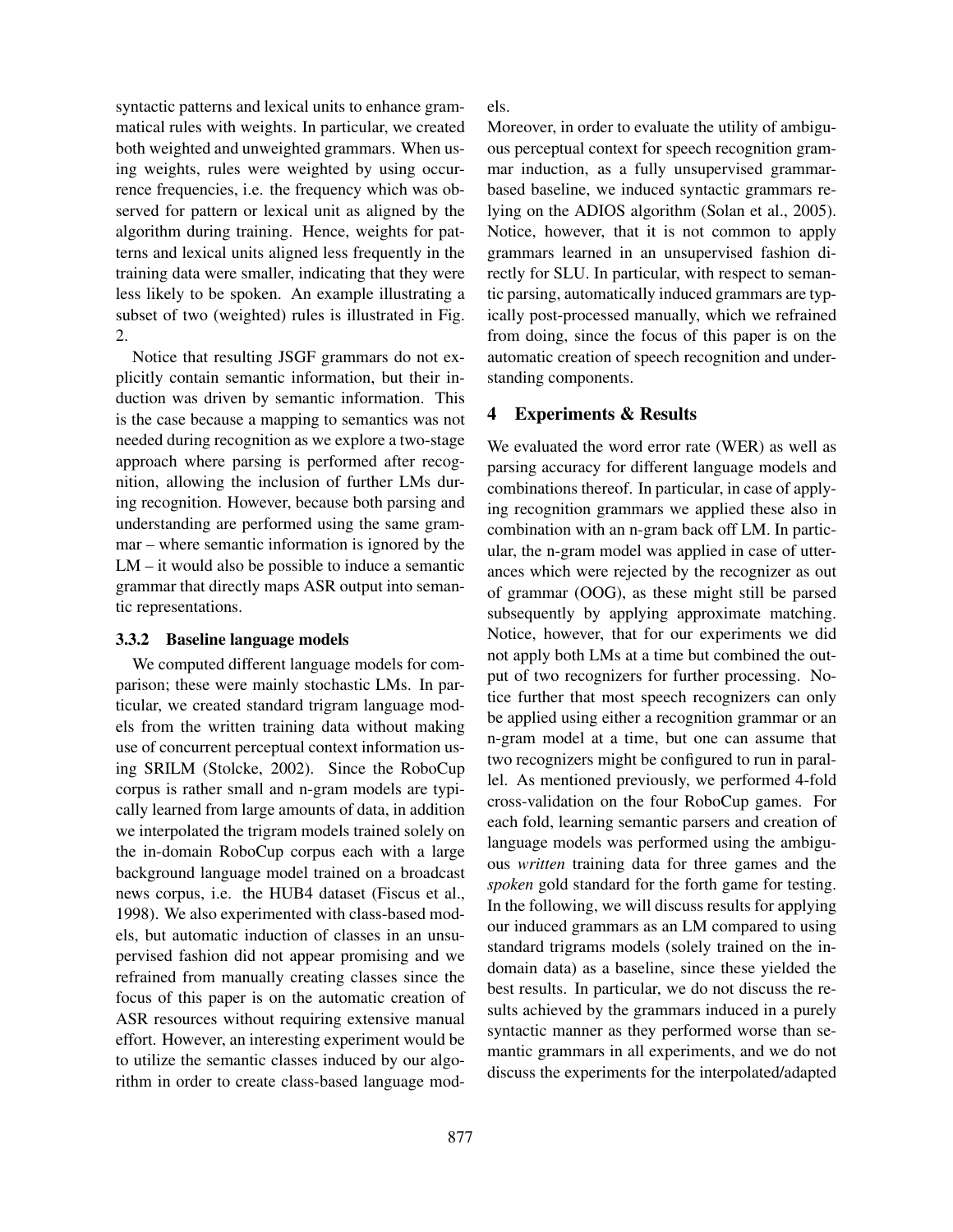syntactic patterns and lexical units to enhance grammatical rules with weights. In particular, we created both weighted and unweighted grammars. When using weights, rules were weighted by using occurrence frequencies, i.e. the frequency which was observed for pattern or lexical unit as aligned by the algorithm during training. Hence, weights for patterns and lexical units aligned less frequently in the training data were smaller, indicating that they were less likely to be spoken. An example illustrating a subset of two (weighted) rules is illustrated in Fig. 2.

Notice that resulting JSGF grammars do not explicitly contain semantic information, but their induction was driven by semantic information. This is the case because a mapping to semantics was not needed during recognition as we explore a two-stage approach where parsing is performed after recognition, allowing the inclusion of further LMs during recognition. However, because both parsing and understanding are performed using the same grammar – where semantic information is ignored by the LM – it would also be possible to induce a semantic grammar that directly maps ASR output into semantic representations.

#### 3.3.2 Baseline language models

We computed different language models for comparison; these were mainly stochastic LMs. In particular, we created standard trigram language models from the written training data without making use of concurrent perceptual context information using SRILM (Stolcke, 2002). Since the RoboCup corpus is rather small and n-gram models are typically learned from large amounts of data, in addition we interpolated the trigram models trained solely on the in-domain RoboCup corpus each with a large background language model trained on a broadcast news corpus, i.e. the HUB4 dataset (Fiscus et al., 1998). We also experimented with class-based models, but automatic induction of classes in an unsupervised fashion did not appear promising and we refrained from manually creating classes since the focus of this paper is on the automatic creation of ASR resources without requiring extensive manual effort. However, an interesting experiment would be to utilize the semantic classes induced by our algorithm in order to create class-based language models.

Moreover, in order to evaluate the utility of ambiguous perceptual context for speech recognition grammar induction, as a fully unsupervised grammar-based baseline, we induced syntactic grammars relying on the ADIOS algorithm (Solan et al., 2005). Notice, however, that it is not common to apply grammars learned in an unsupervised fashion directly for SLU. In particular, with respect to semantic parsing, automatically induced grammars are typically post-processed manually, which we refrained from doing, since the focus of this paper is on the automatic creation of speech recognition and understanding components.

## 4 Experiments & Results

We evaluated the word error rate (WER) as well as parsing accuracy for different language models and combinations thereof. In particular, in case of applying recognition grammars we applied these also in combination with an n-gram back off LM. In particular, the n-gram model was applied in case of utterances which were rejected by the recognizer as out of grammar (OOG), as these might still be parsed subsequently by applying approximate matching. Notice, however, that for our experiments we did not apply both LMs at a time but combined the output of two recognizers for further processing. Notice further that most speech recognizers can only be applied using either a recognition grammar or an n-gram model at a time, but one can assume that two recognizers might be configured to run in parallel. As mentioned previously, we performed 4-fold cross-validation on the four RoboCup games. For each fold, learning semantic parsers and creation of language models was performed using the ambiguous *written* training data for three games and the *spoken* gold standard for the forth game for testing. In the following, we will discuss results for applying our induced grammars as an LM compared to using standard trigrams models (solely trained on the in-domain data) as a baseline, since these yielded the best results. In particular, we do not discuss the results achieved by the grammars induced in a purely syntactic manner as they performed worse than semantic grammars in all experiments, and we do not discuss the experiments for the interpolated/adapted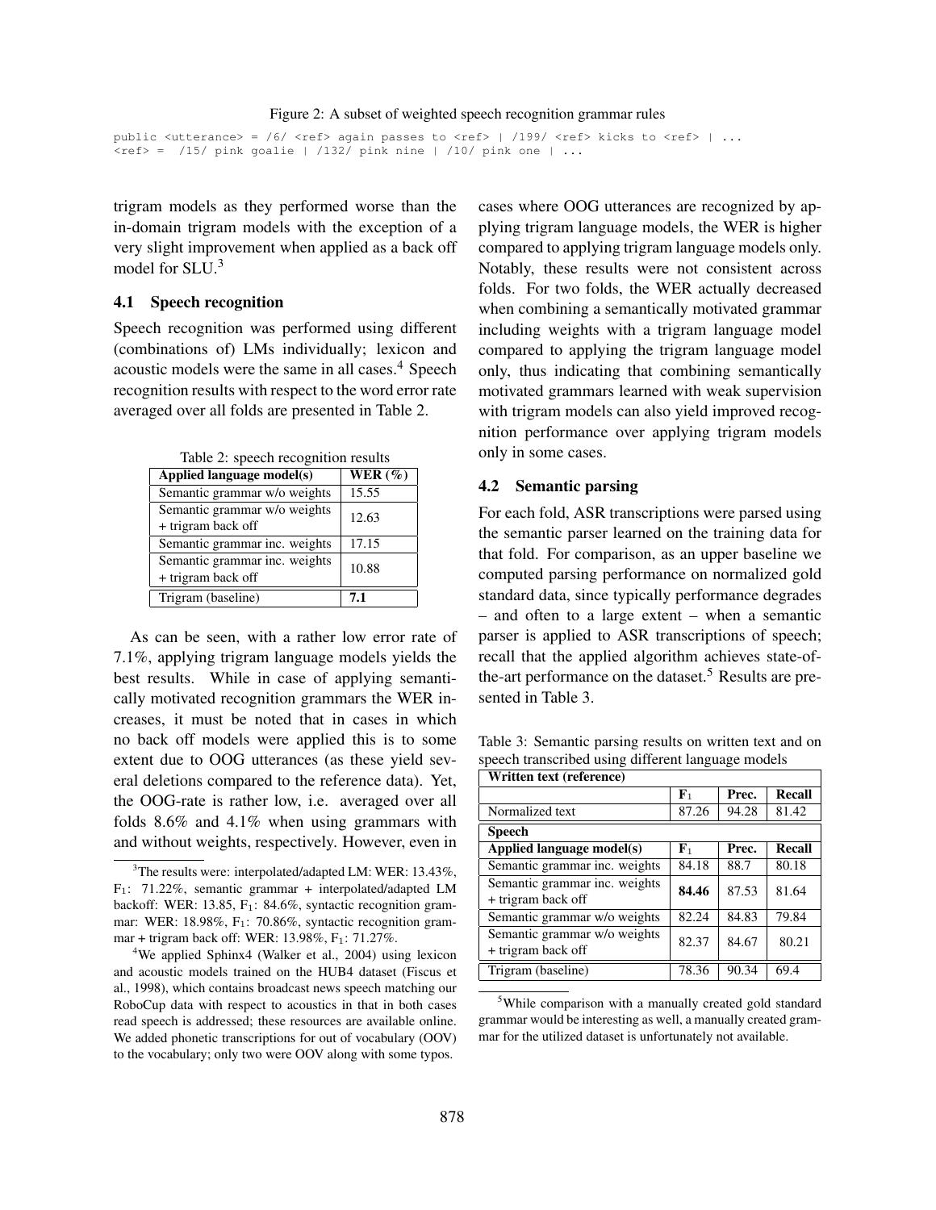Figure 2: A subset of weighted speech recognition grammar rules

```
public <utterance> = /6/ <ref> again passes to <ref> | /199/ <ref> kicks to <ref> | ...
<ref> =  /15/ pink goalie | /132/ pink nine | /10/ pink one | ...
```

trigram models as they performed worse than the in-domain trigram models with the exception of a very slight improvement when applied as a back off model for SLU.[3]

### 4.1 Speech recognition

Speech recognition was performed using different (combinations of) LMs individually; lexicon and acoustic models were the same in all cases.[4] Speech recognition results with respect to the word error rate averaged over all folds are presented in Table 2.

Table 2: speech recognition results

| Applied language model(s) | WER (%) |
|---|---|
| Semantic grammar w/o weights | 15.55 |
| Semantic grammar w/o weights + trigram back off | 12.63 |
| Semantic grammar inc. weights | 17.15 |
| Semantic grammar inc. weights + trigram back off | 10.88 |
| Trigram (baseline) | **7.1** |

As can be seen, with a rather low error rate of 7.1%, applying trigram language models yields the best results. While in case of applying semantically motivated recognition grammars the WER increases, it must be noted that in cases in which no back off models were applied this is to some extent due to OOG utterances (as these yield several deletions compared to the reference data). Yet, the OOG-rate is rather low, i.e. averaged over all folds 8.6% and 4.1% when using grammars with and without weights, respectively. However, even in cases where OOG utterances are recognized by applying trigram language models, the WER is higher compared to applying trigram language models only. Notably, these results were not consistent across folds. For two folds, the WER actually decreased when combining a semantically motivated grammar including weights with a trigram language model compared to applying the trigram language model only, thus indicating that combining semantically motivated grammars learned with weak supervision with trigram models can also yield improved recognition performance over applying trigram models only in some cases.

### 4.2 Semantic parsing

For each fold, ASR transcriptions were parsed using the semantic parser learned on the training data for that fold. For comparison, as an upper baseline we computed parsing performance on normalized gold standard data, since typically performance degrades – and often to a large extent – when a semantic parser is applied to ASR transcriptions of speech; recall that the applied algorithm achieves state-of-the-art performance on the dataset.[5] Results are presented in Table 3.

Table 3: Semantic parsing results on written text and on speech transcribed using different language models

| Written text (reference) | | | |
|---|---|---|---|
| | $F_1$ | Prec. | Recall |
| Normalized text | 87.26 | 94.28 | 81.42 |
| **Speech** | | | |
| **Applied language model(s)** | $F_1$ | Prec. | Recall |
| Semantic grammar inc. weights | 84.18 | 88.7 | 80.18 |
| Semantic grammar inc. weights + trigram back off | **84.46** | 87.53 | 81.64 |
| Semantic grammar w/o weights | 82.24 | 84.83 | 79.84 |
| Semantic grammar w/o weights + trigram back off | 82.37 | 84.67 | 80.21 |
| Trigram (baseline) | 78.36 | 90.34 | 69.4 |

[3] The results were: interpolated/adapted LM: WER: 13.43%, $F_1$: 71.22%, semantic grammar + interpolated/adapted LM backoff: WER: 13.85, $F_1$: 84.6%, syntactic recognition grammar: WER: 18.98%, $F_1$: 70.86%, syntactic recognition grammar + trigram back off: WER: 13.98%, $F_1$: 71.27%.

[4] We applied Sphinx4 (Walker et al., 2004) using lexicon and acoustic models trained on the HUB4 dataset (Fiscus et al., 1998), which contains broadcast news speech matching our RoboCup data with respect to acoustics in that in both cases read speech is addressed; these resources are available online. We added phonetic transcriptions for out of vocabulary (OOV) to the vocabulary; only two were OOV along with some typos.

[5] While comparison with a manually created gold standard grammar would be interesting as well, a manually created grammar for the utilized dataset is unfortunately not available.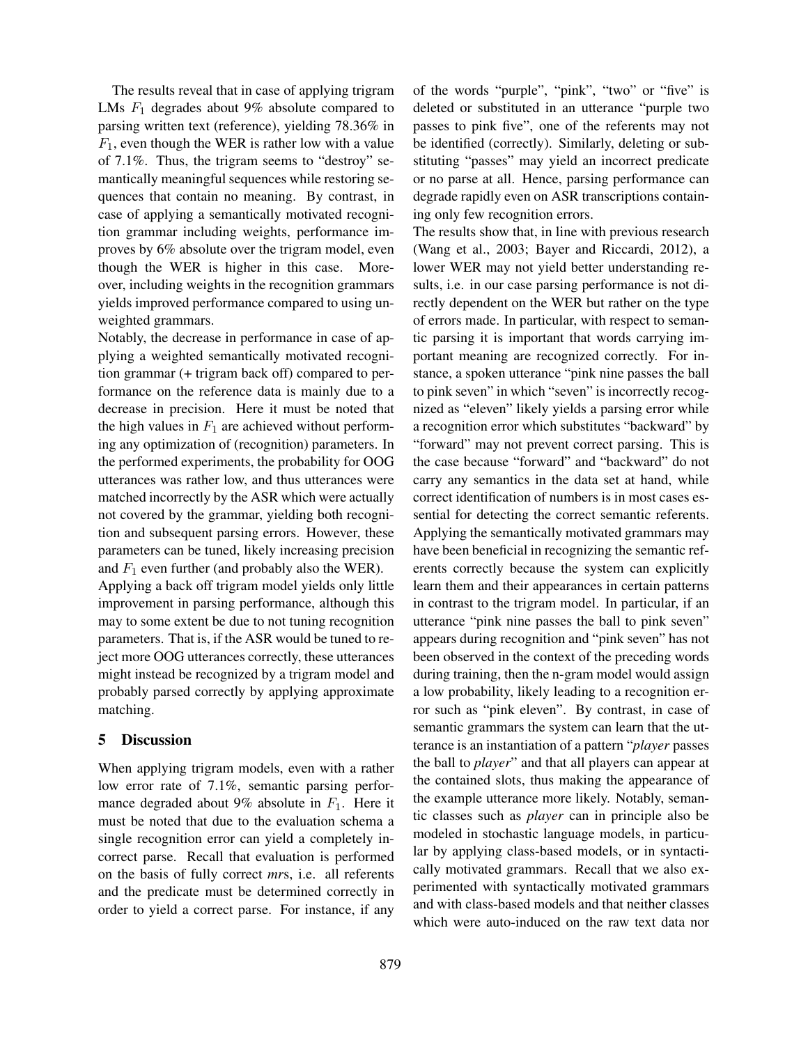The results reveal that in case of applying trigram LMs $F_1$ degrades about 9% absolute compared to parsing written text (reference), yielding 78.36% in $F_1$, even though the WER is rather low with a value of 7.1%. Thus, the trigram seems to "destroy" semantically meaningful sequences while restoring sequences that contain no meaning. By contrast, in case of applying a semantically motivated recognition grammar including weights, performance improves by 6% absolute over the trigram model, even though the WER is higher in this case. Moreover, including weights in the recognition grammars yields improved performance compared to using unweighted grammars.

Notably, the decrease in performance in case of applying a weighted semantically motivated recognition grammar (+ trigram back off) compared to performance on the reference data is mainly due to a decrease in precision. Here it must be noted that the high values in $F_1$ are achieved without performing any optimization of (recognition) parameters. In the performed experiments, the probability for OOG utterances was rather low, and thus utterances were matched incorrectly by the ASR which were actually not covered by the grammar, yielding both recognition and subsequent parsing errors. However, these parameters can be tuned, likely increasing precision and $F_1$ even further (and probably also the WER).

Applying a back off trigram model yields only little improvement in parsing performance, although this may to some extent be due to not tuning recognition parameters. That is, if the ASR would be tuned to reject more OOG utterances correctly, these utterances might instead be recognized by a trigram model and probably parsed correctly by applying approximate matching.

## 5 Discussion

When applying trigram models, even with a rather low error rate of 7.1%, semantic parsing performance degraded about 9% absolute in $F_1$. Here it must be noted that due to the evaluation schema a single recognition error can yield a completely incorrect parse. Recall that evaluation is performed on the basis of fully correct *mr*s, i.e. all referents and the predicate must be determined correctly in order to yield a correct parse. For instance, if any of the words "purple", "pink", "two" or "five" is deleted or substituted in an utterance "purple two passes to pink five", one of the referents may not be identified (correctly). Similarly, deleting or substituting "passes" may yield an incorrect predicate or no parse at all. Hence, parsing performance can degrade rapidly even on ASR transcriptions containing only few recognition errors.

The results show that, in line with previous research (Wang et al., 2003; Bayer and Riccardi, 2012), a lower WER may not yield better understanding results, i.e. in our case parsing performance is not directly dependent on the WER but rather on the type of errors made. In particular, with respect to semantic parsing it is important that words carrying important meaning are recognized correctly. For instance, a spoken utterance "pink nine passes the ball to pink seven" in which "seven" is incorrectly recognized as "eleven" likely yields a parsing error while a recognition error which substitutes "backward" by "forward" may not prevent correct parsing. This is the case because "forward" and "backward" do not carry any semantics in the data set at hand, while correct identification of numbers is in most cases essential for detecting the correct semantic referents. Applying the semantically motivated grammars may have been beneficial in recognizing the semantic referents correctly because the system can explicitly learn them and their appearances in certain patterns in contrast to the trigram model. In particular, if an utterance "pink nine passes the ball to pink seven" appears during recognition and "pink seven" has not been observed in the context of the preceding words during training, then the n-gram model would assign a low probability, likely leading to a recognition error such as "pink eleven". By contrast, in case of semantic grammars the system can learn that the utterance is an instantiation of a pattern "*player* passes the ball to *player*" and that all players can appear at the contained slots, thus making the appearance of the example utterance more likely. Notably, semantic classes such as *player* can in principle also be modeled in stochastic language models, in particular by applying class-based models, or in syntactically motivated grammars. Recall that we also experimented with syntactically motivated grammars and with class-based models and that neither classes which were auto-induced on the raw text data nor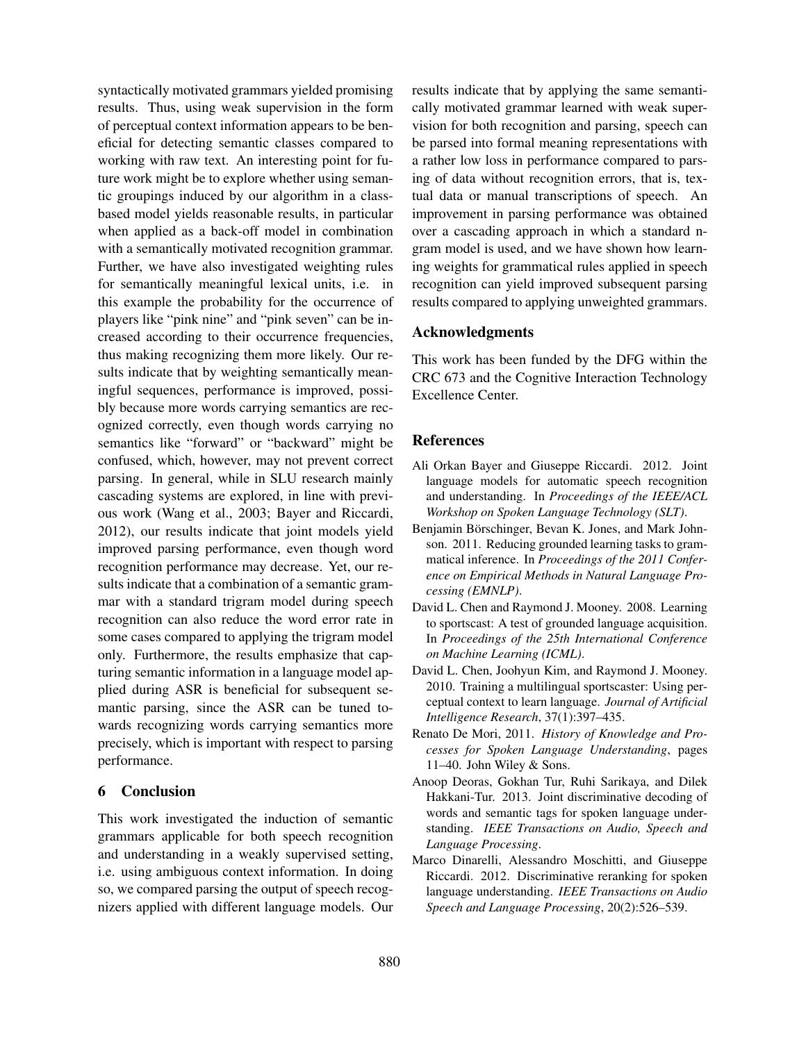syntactically motivated grammars yielded promising results. Thus, using weak supervision in the form of perceptual context information appears to be beneficial for detecting semantic classes compared to working with raw text. An interesting point for future work might be to explore whether using semantic groupings induced by our algorithm in a class-based model yields reasonable results, in particular when applied as a back-off model in combination with a semantically motivated recognition grammar. Further, we have also investigated weighting rules for semantically meaningful lexical units, i.e. in this example the probability for the occurrence of players like "pink nine" and "pink seven" can be increased according to their occurrence frequencies, thus making recognizing them more likely. Our results indicate that by weighting semantically meaningful sequences, performance is improved, possibly because more words carrying semantics are recognized correctly, even though words carrying no semantics like "forward" or "backward" might be confused, which, however, may not prevent correct parsing. In general, while in SLU research mainly cascading systems are explored, in line with previous work (Wang et al., 2003; Bayer and Riccardi, 2012), our results indicate that joint models yield improved parsing performance, even though word recognition performance may decrease. Yet, our results indicate that a combination of a semantic grammar with a standard trigram model during speech recognition can also reduce the word error rate in some cases compared to applying the trigram model only. Furthermore, the results emphasize that capturing semantic information in a language model applied during ASR is beneficial for subsequent semantic parsing, since the ASR can be tuned towards recognizing words carrying semantics more precisely, which is important with respect to parsing performance.

## 6 Conclusion

This work investigated the induction of semantic grammars applicable for both speech recognition and understanding in a weakly supervised setting, i.e. using ambiguous context information. In doing so, we compared parsing the output of speech recognizers applied with different language models. Our results indicate that by applying the same semantically motivated grammar learned with weak supervision for both recognition and parsing, speech can be parsed into formal meaning representations with a rather low loss in performance compared to parsing of data without recognition errors, that is, textual data or manual transcriptions of speech. An improvement in parsing performance was obtained over a cascading approach in which a standard n-gram model is used, and we have shown how learning weights for grammatical rules applied in speech recognition can yield improved subsequent parsing results compared to applying unweighted grammars.

## Acknowledgments

This work has been funded by the DFG within the CRC 673 and the Cognitive Interaction Technology Excellence Center.

## References

Ali Orkan Bayer and Giuseppe Riccardi. 2012. Joint language models for automatic speech recognition and understanding. In *Proceedings of the IEEE/ACL Workshop on Spoken Language Technology (SLT)*.

Benjamin Börschinger, Bevan K. Jones, and Mark Johnson. 2011. Reducing grounded learning tasks to grammatical inference. In *Proceedings of the 2011 Conference on Empirical Methods in Natural Language Processing (EMNLP)*.

David L. Chen and Raymond J. Mooney. 2008. Learning to sportscast: A test of grounded language acquisition. In *Proceedings of the 25th International Conference on Machine Learning (ICML)*.

David L. Chen, Joohyun Kim, and Raymond J. Mooney. 2010. Training a multilingual sportscaster: Using perceptual context to learn language. *Journal of Artificial Intelligence Research*, 37(1):397–435.

Renato De Mori, 2011. *History of Knowledge and Processes for Spoken Language Understanding*, pages 11–40. John Wiley & Sons.

Anoop Deoras, Gokhan Tur, Ruhi Sarikaya, and Dilek Hakkani-Tur. 2013. Joint discriminative decoding of words and semantic tags for spoken language understanding. *IEEE Transactions on Audio, Speech and Language Processing*.

Marco Dinarelli, Alessandro Moschitti, and Giuseppe Riccardi. 2012. Discriminative reranking for spoken language understanding. *IEEE Transactions on Audio Speech and Language Processing*, 20(2):526–539.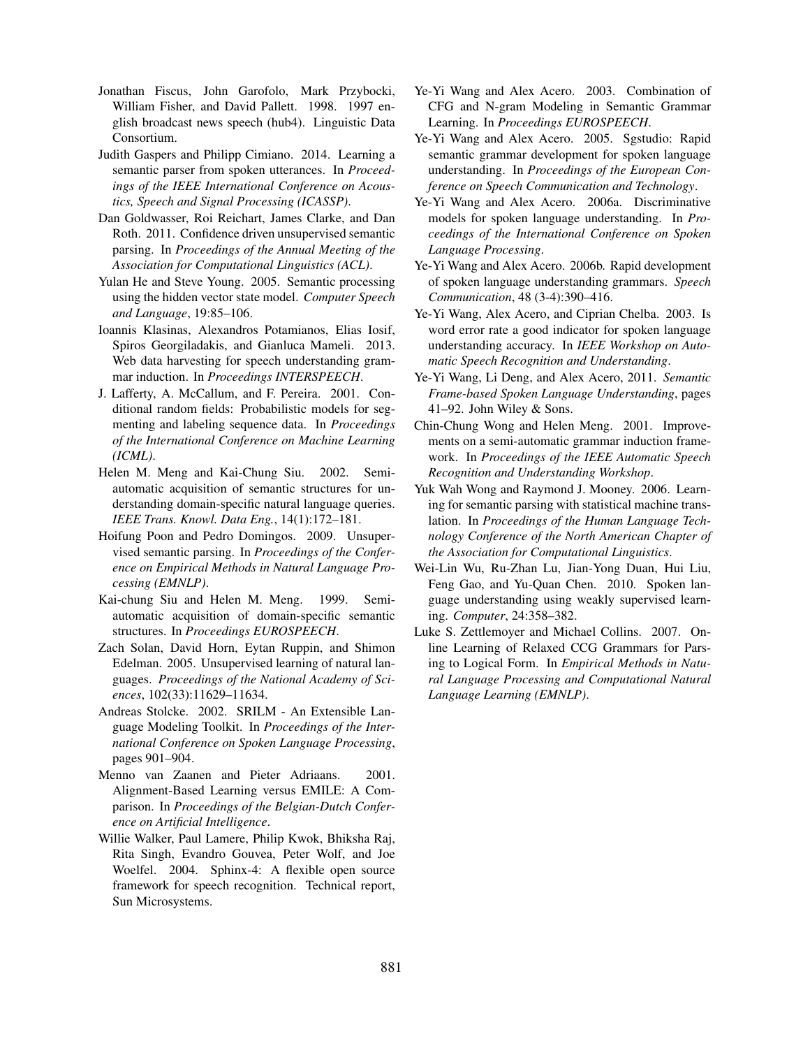Jonathan Fiscus, John Garofolo, Mark Przybocki, William Fisher, and David Pallett. 1998. 1997 english broadcast news speech (hub4). Linguistic Data Consortium.

Judith Gaspers and Philipp Cimiano. 2014. Learning a semantic parser from spoken utterances. In *Proceedings of the IEEE International Conference on Acoustics, Speech and Signal Processing (ICASSP)*.

Dan Goldwasser, Roi Reichart, James Clarke, and Dan Roth. 2011. Confidence driven unsupervised semantic parsing. In *Proceedings of the Annual Meeting of the Association for Computational Linguistics (ACL)*.

Yulan He and Steve Young. 2005. Semantic processing using the hidden vector state model. *Computer Speech and Language*, 19:85–106.

Ioannis Klasinas, Alexandros Potamianos, Elias Iosif, Spiros Georgiladakis, and Gianluca Mameli. 2013. Web data harvesting for speech understanding grammar induction. In *Proceedings INTERSPEECH*.

J. Lafferty, A. McCallum, and F. Pereira. 2001. Conditional random fields: Probabilistic models for segmenting and labeling sequence data. In *Proceedings of the International Conference on Machine Learning (ICML)*.

Helen M. Meng and Kai-Chung Siu. 2002. Semi-automatic acquisition of semantic structures for understanding domain-specific natural language queries. *IEEE Trans. Knowl. Data Eng.*, 14(1):172–181.

Hoifung Poon and Pedro Domingos. 2009. Unsupervised semantic parsing. In *Proceedings of the Conference on Empirical Methods in Natural Language Processing (EMNLP)*.

Kai-chung Siu and Helen M. Meng. 1999. Semi-automatic acquisition of domain-specific semantic structures. In *Proceedings EUROSPEECH*.

Zach Solan, David Horn, Eytan Ruppin, and Shimon Edelman. 2005. Unsupervised learning of natural languages. *Proceedings of the National Academy of Sciences*, 102(33):11629–11634.

Andreas Stolcke. 2002. SRILM - An Extensible Language Modeling Toolkit. In *Proceedings of the International Conference on Spoken Language Processing*, pages 901–904.

Menno van Zaanen and Pieter Adriaans. 2001. Alignment-Based Learning versus EMILE: A Comparison. In *Proceedings of the Belgian-Dutch Conference on Artificial Intelligence*.

Willie Walker, Paul Lamere, Philip Kwok, Bhiksha Raj, Rita Singh, Evandro Gouvea, Peter Wolf, and Joe Woelfel. 2004. Sphinx-4: A flexible open source framework for speech recognition. Technical report, Sun Microsystems.

Ye-Yi Wang and Alex Acero. 2003. Combination of CFG and N-gram Modeling in Semantic Grammar Learning. In *Proceedings EUROSPEECH*.

Ye-Yi Wang and Alex Acero. 2005. Sgstudio: Rapid semantic grammar development for spoken language understanding. In *Proceedings of the European Conference on Speech Communication and Technology*.

Ye-Yi Wang and Alex Acero. 2006a. Discriminative models for spoken language understanding. In *Proceedings of the International Conference on Spoken Language Processing*.

Ye-Yi Wang and Alex Acero. 2006b. Rapid development of spoken language understanding grammars. *Speech Communication*, 48 (3-4):390–416.

Ye-Yi Wang, Alex Acero, and Ciprian Chelba. 2003. Is word error rate a good indicator for spoken language understanding accuracy. In *IEEE Workshop on Automatic Speech Recognition and Understanding*.

Ye-Yi Wang, Li Deng, and Alex Acero, 2011. *Semantic Frame-based Spoken Language Understanding*, pages 41–92. John Wiley & Sons.

Chin-Chung Wong and Helen Meng. 2001. Improvements on a semi-automatic grammar induction framework. In *Proceedings of the IEEE Automatic Speech Recognition and Understanding Workshop*.

Yuk Wah Wong and Raymond J. Mooney. 2006. Learning for semantic parsing with statistical machine translation. In *Proceedings of the Human Language Technology Conference of the North American Chapter of the Association for Computational Linguistics*.

Wei-Lin Wu, Ru-Zhan Lu, Jian-Yong Duan, Hui Liu, Feng Gao, and Yu-Quan Chen. 2010. Spoken language understanding using weakly supervised learning. *Computer*, 24:358–382.

Luke S. Zettlemoyer and Michael Collins. 2007. Online Learning of Relaxed CCG Grammars for Parsing to Logical Form. In *Empirical Methods in Natural Language Processing and Computational Natural Language Learning (EMNLP)*.